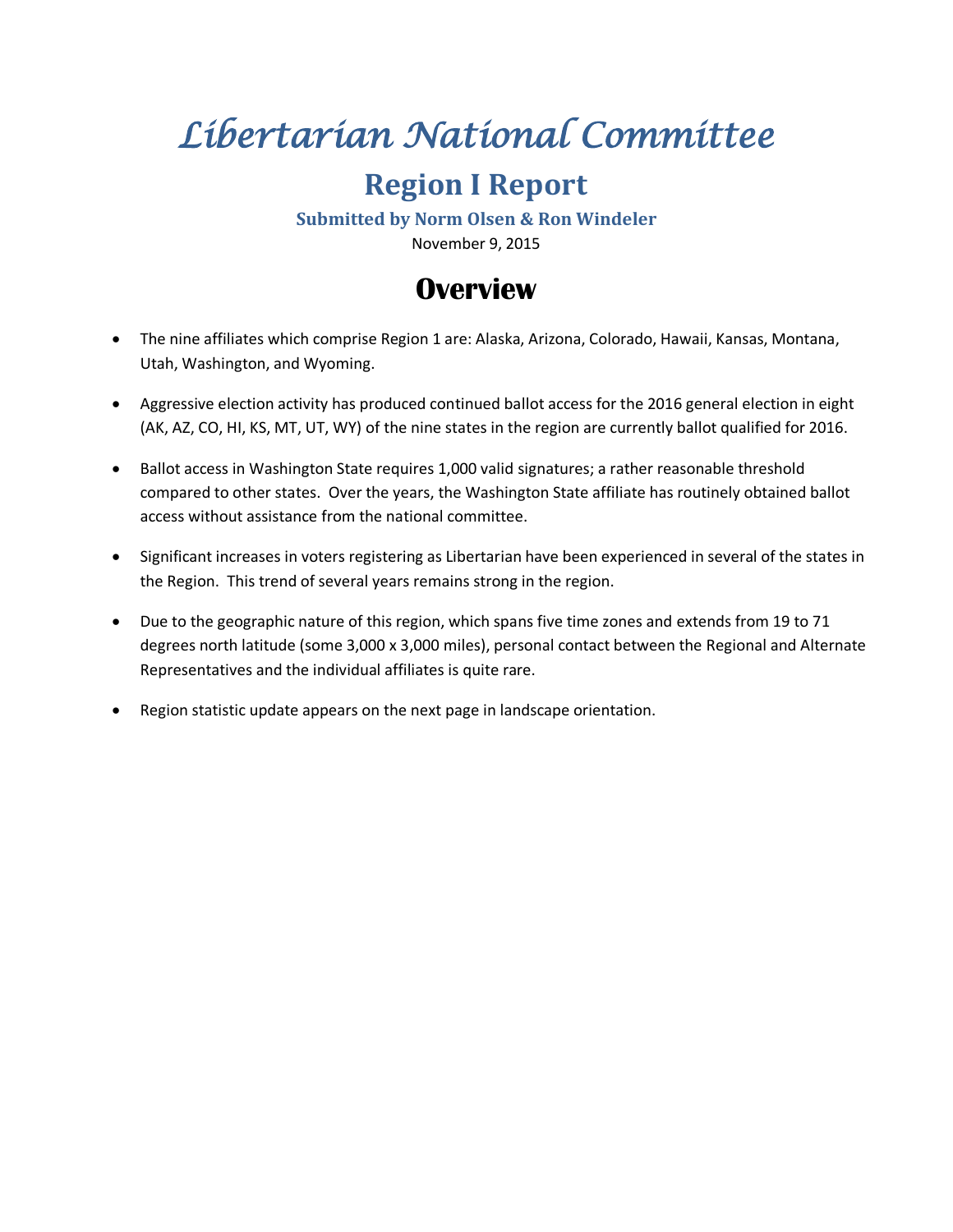# *Libertarian National Committee*

## Region I Report

### Submitted by Norm Olsen & Ron Windeler

November 9, 2015

## Overview

- The nine affiliates which comprise Region 1 are: Alaska, Arizona, Colorado, Hawaii, Kansas, Montana, Utah, Washington, and Wyoming.
- Aggressive election activity has produced continued ballot access for the 2016 general election in eight (AK, AZ, CO, HI, KS, MT, UT, WY) of the nine states in the region are currently ballot qualified for 2016.
- Ballot access in Washington State requires 1,000 valid signatures; a rather reasonable threshold compared to other states. Over the years, the Washington State affiliate has routinely obtained ballot access without assistance from the national committee.
- Significant increases in voters registering as Libertarian have been experienced in several of the states in the Region. This trend of several years remains strong in the region.
- Due to the geographic nature of this region, which spans five time zones and extends from 19 to 71 degrees north latitude (some 3,000 x 3,000 miles), personal contact between the Regional and Alternate Representatives and the individual affiliates is quite rare.
- Region statistic update appears on the next page in landscape orientation.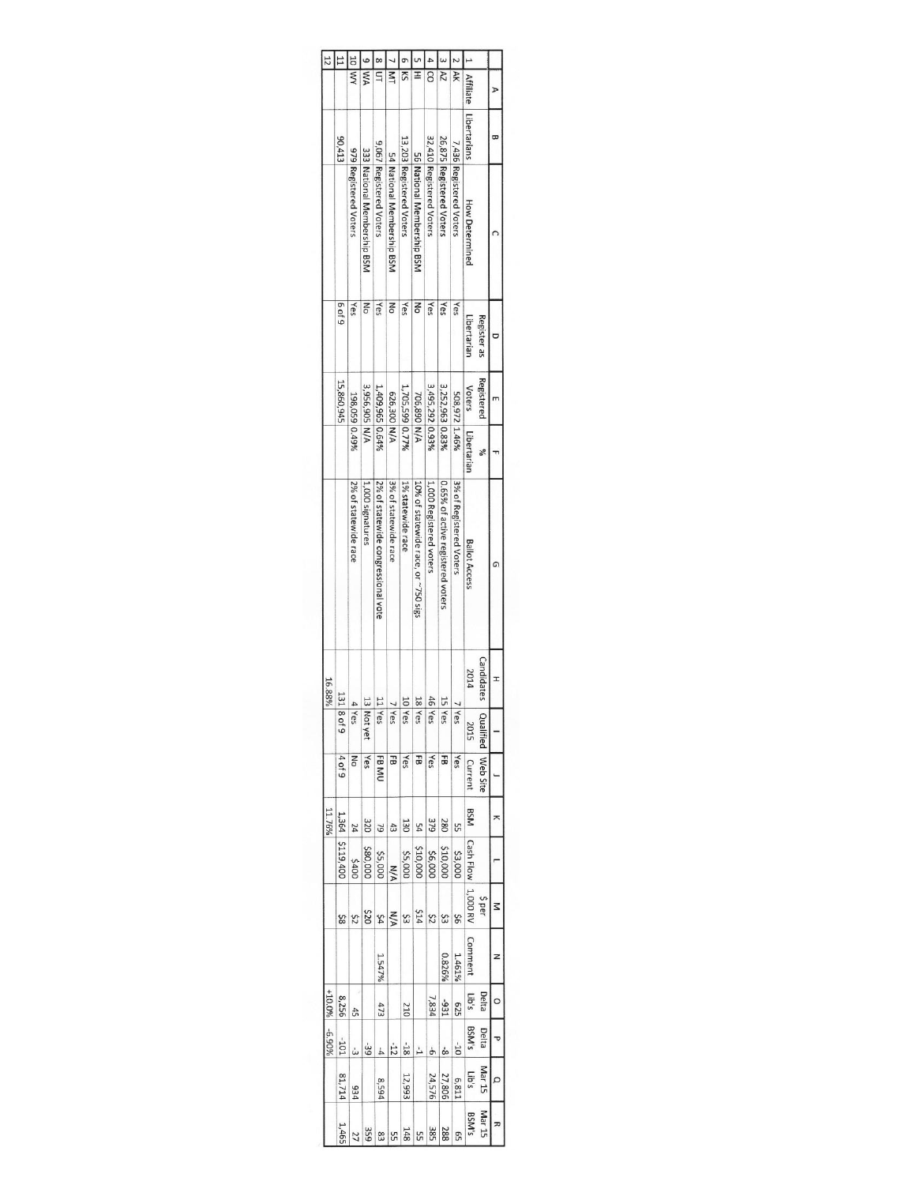| | A | B | C | D | E | F | G | H | I | J | K | L | M | N | O | P | Q | R |
|---|---|---|---|---|---|---|---|---|---|---|---|---|---|---|---|---|---|---|
| 1 | Affiliate | Libertarians | How Determined | Register as Libertarian | Registered Voters | % Libertarian | Ballot Access | Candidates 2014 | Qualified 2015 | Web Site Current | BSM | Cash Flow | $ per 1,000 RV | Comment | Delta Lib's | Delta BSM's | Mar 15 Lib's | Mar 15 BSM's |
| 2 | AK | 7,436 | Registered Voters | Yes | 508,972 | 1.46% | 3% of Registered Voters | 7 | Yes | Yes | 55 | $3,000 | $6 | 1.461% | 625 | -10 | 6,811 | 65 |
| 3 | AZ | 26,875 | Registered Voters | Yes | 3,252,963 | 0.83% | 0.65% of active registered voters | 15 | Yes | FB | 280 | $10,000 | $3 | 0.826% | -931 | -8 | 27,806 | 288 |
| 4 | CO | 32,410 | Registered Voters | Yes | 3,495,292 | 0.93% | 1,000 Registered voters | 46 | Yes | Yes | 379 | $6,000 | $2 | | 7,834 | -6 | 24,576 | 385 |
| 5 | HI | 56 | National Membership BSM | No | 706,890 | N/A | 10% of statewide race, or ~750 sigs | 18 | Yes | FB | 54 | $10,000 | $14 | | | -1 | | 55 |
| 6 | KS | 13,203 | Registered Voters | Yes | 1,705,599 | 0.77% | 1% statewide race | 10 | Yes | Yes | 130 | $5,000 | $3 | | 210 | -18 | 12,993 | 148 |
| 7 | MT | 54 | National Membership BSM | No | 626,300 | N/A | 3% of statewide race | 7 | Yes | FB | 43 | N/A | N/A | | | -12 | | 55 |
| 8 | UT | 9,067 | Registered Voters | Yes | 1,409,965 | 0.64% | 2% of statewide congressional vote | 11 | Yes | FB MU | 79 | $5,000 | $4 | 1.547% | 473 | -4 | 8,594 | 83 |
| 9 | WA | 333 | National Membership BSM | No | 3,956,905 | N/A | 1,000 signatures | 13 | Not yet | Yes | 320 | $80,000 | $20 | | | -39 | | 359 |
| 10 | WY | 979 | Registered Voters | Yes | 198,059 | 0.49% | 2% of statewide race | 4 | Yes | No | 24 | $400 | $2 | | 45 | -3 | 934 | 27 |
| 11 | | 90,413 | | 6 of 9 | 15,860,945 | | | 131 | 8 of 9 | 4 of 9 | 1,364 | $119,400 | $8 | | 8,256 | -101 | 81,714 | 1,465 |
| 12 | | | | | | | | 16.88% | | | 11.76% | | | | +10.0% | -6.90% | | |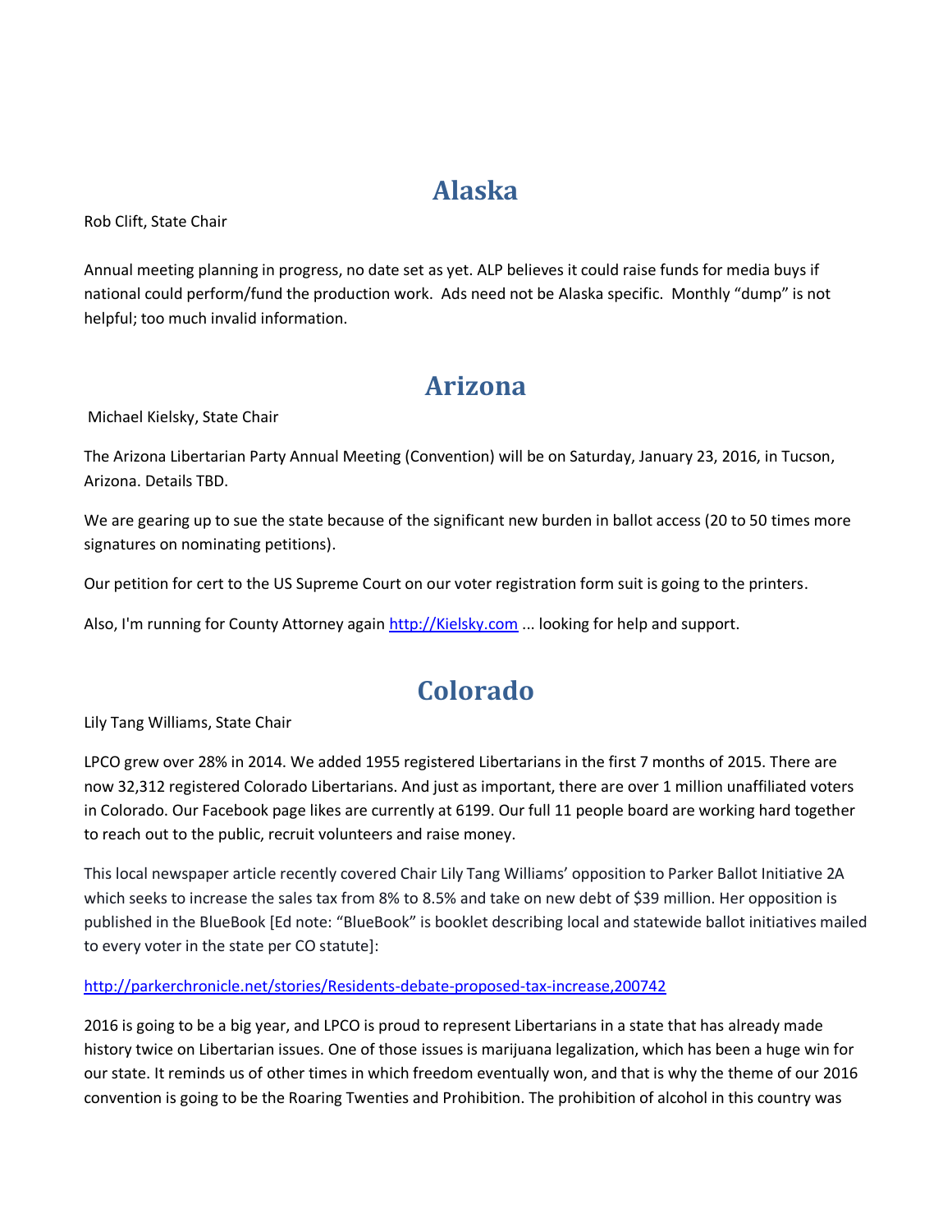## Alaska

Rob Clift, State Chair

Annual meeting planning in progress, no date set as yet. ALP believes it could raise funds for media buys if national could perform/fund the production work. Ads need not be Alaska specific. Monthly "dump" is not helpful; too much invalid information.

## Arizona

Michael Kielsky, State Chair

The Arizona Libertarian Party Annual Meeting (Convention) will be on Saturday, January 23, 2016, in Tucson, Arizona. Details TBD.

We are gearing up to sue the state because of the significant new burden in ballot access (20 to 50 times more signatures on nominating petitions).

Our petition for cert to the US Supreme Court on our voter registration form suit is going to the printers.

Also, I'm running for County Attorney again [http://Kielsky.com](http://Kielsky.com) ... looking for help and support.

## Colorado

Lily Tang Williams, State Chair

LPCO grew over 28% in 2014. We added 1955 registered Libertarians in the first 7 months of 2015. There are now 32,312 registered Colorado Libertarians. And just as important, there are over 1 million unaffiliated voters in Colorado. Our Facebook page likes are currently at 6199. Our full 11 people board are working hard together to reach out to the public, recruit volunteers and raise money.

This local newspaper article recently covered Chair Lily Tang Williams' opposition to Parker Ballot Initiative 2A which seeks to increase the sales tax from 8% to 8.5% and take on new debt of $39 million. Her opposition is published in the BlueBook [Ed note: "BlueBook" is booklet describing local and statewide ballot initiatives mailed to every voter in the state per CO statute]:

[http://parkerchronicle.net/stories/Residents-debate-proposed-tax-increase,200742](http://parkerchronicle.net/stories/Residents-debate-proposed-tax-increase,200742)

2016 is going to be a big year, and LPCO is proud to represent Libertarians in a state that has already made history twice on Libertarian issues. One of those issues is marijuana legalization, which has been a huge win for our state. It reminds us of other times in which freedom eventually won, and that is why the theme of our 2016 convention is going to be the Roaring Twenties and Prohibition. The prohibition of alcohol in this country was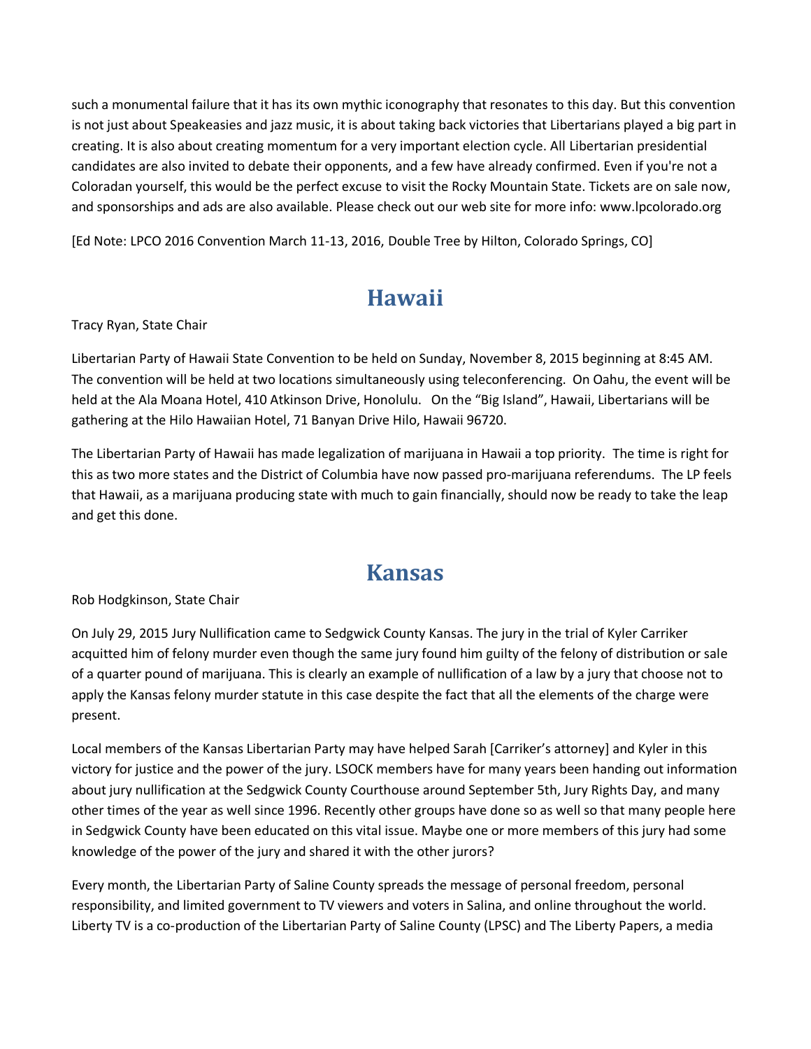such a monumental failure that it has its own mythic iconography that resonates to this day. But this convention is not just about Speakeasies and jazz music, it is about taking back victories that Libertarians played a big part in creating. It is also about creating momentum for a very important election cycle. All Libertarian presidential candidates are also invited to debate their opponents, and a few have already confirmed. Even if you're not a Coloradan yourself, this would be the perfect excuse to visit the Rocky Mountain State. Tickets are on sale now, and sponsorships and ads are also available. Please check out our web site for more info: www.lpcolorado.org

[Ed Note: LPCO 2016 Convention March 11-13, 2016, Double Tree by Hilton, Colorado Springs, CO]

## Hawaii

Tracy Ryan, State Chair

Libertarian Party of Hawaii State Convention to be held on Sunday, November 8, 2015 beginning at 8:45 AM. The convention will be held at two locations simultaneously using teleconferencing. On Oahu, the event will be held at the Ala Moana Hotel, 410 Atkinson Drive, Honolulu. On the "Big Island", Hawaii, Libertarians will be gathering at the Hilo Hawaiian Hotel, 71 Banyan Drive Hilo, Hawaii 96720.

The Libertarian Party of Hawaii has made legalization of marijuana in Hawaii a top priority. The time is right for this as two more states and the District of Columbia have now passed pro-marijuana referendums. The LP feels that Hawaii, as a marijuana producing state with much to gain financially, should now be ready to take the leap and get this done.

## Kansas

Rob Hodgkinson, State Chair

On July 29, 2015 Jury Nullification came to Sedgwick County Kansas. The jury in the trial of Kyler Carriker acquitted him of felony murder even though the same jury found him guilty of the felony of distribution or sale of a quarter pound of marijuana. This is clearly an example of nullification of a law by a jury that choose not to apply the Kansas felony murder statute in this case despite the fact that all the elements of the charge were present.

Local members of the Kansas Libertarian Party may have helped Sarah [Carriker's attorney] and Kyler in this victory for justice and the power of the jury. LSOCK members have for many years been handing out information about jury nullification at the Sedgwick County Courthouse around September 5th, Jury Rights Day, and many other times of the year as well since 1996. Recently other groups have done so as well so that many people here in Sedgwick County have been educated on this vital issue. Maybe one or more members of this jury had some knowledge of the power of the jury and shared it with the other jurors?

Every month, the Libertarian Party of Saline County spreads the message of personal freedom, personal responsibility, and limited government to TV viewers and voters in Salina, and online throughout the world. Liberty TV is a co-production of the Libertarian Party of Saline County (LPSC) and The Liberty Papers, a media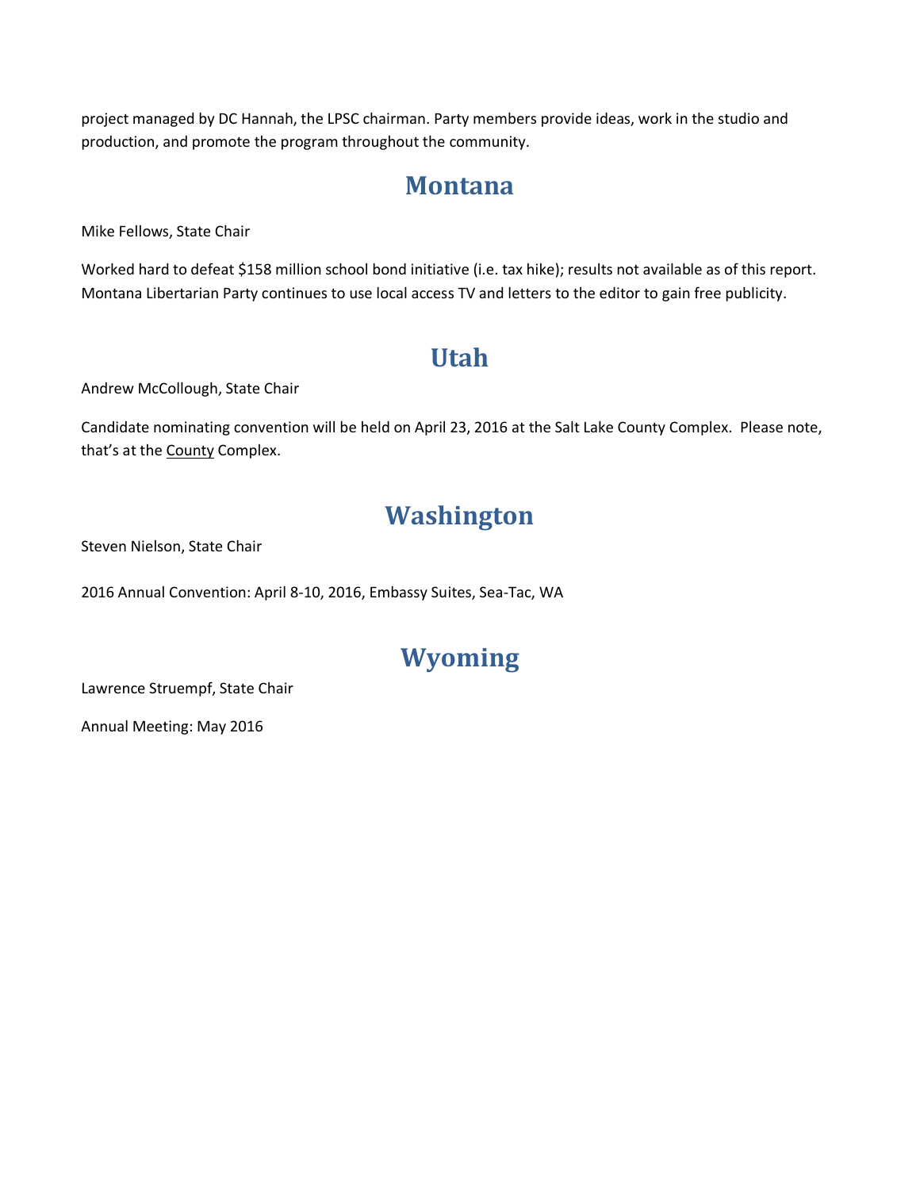project managed by DC Hannah, the LPSC chairman. Party members provide ideas, work in the studio and production, and promote the program throughout the community.

## Montana

Mike Fellows, State Chair

Worked hard to defeat $158 million school bond initiative (i.e. tax hike); results not available as of this report. Montana Libertarian Party continues to use local access TV and letters to the editor to gain free publicity.

## Utah

Andrew McCollough, State Chair

Candidate nominating convention will be held on April 23, 2016 at the Salt Lake County Complex. Please note, that's at the County Complex.

## Washington

Steven Nielson, State Chair

2016 Annual Convention: April 8-10, 2016, Embassy Suites, Sea-Tac, WA

## Wyoming

Lawrence Struempf, State Chair

Annual Meeting: May 2016